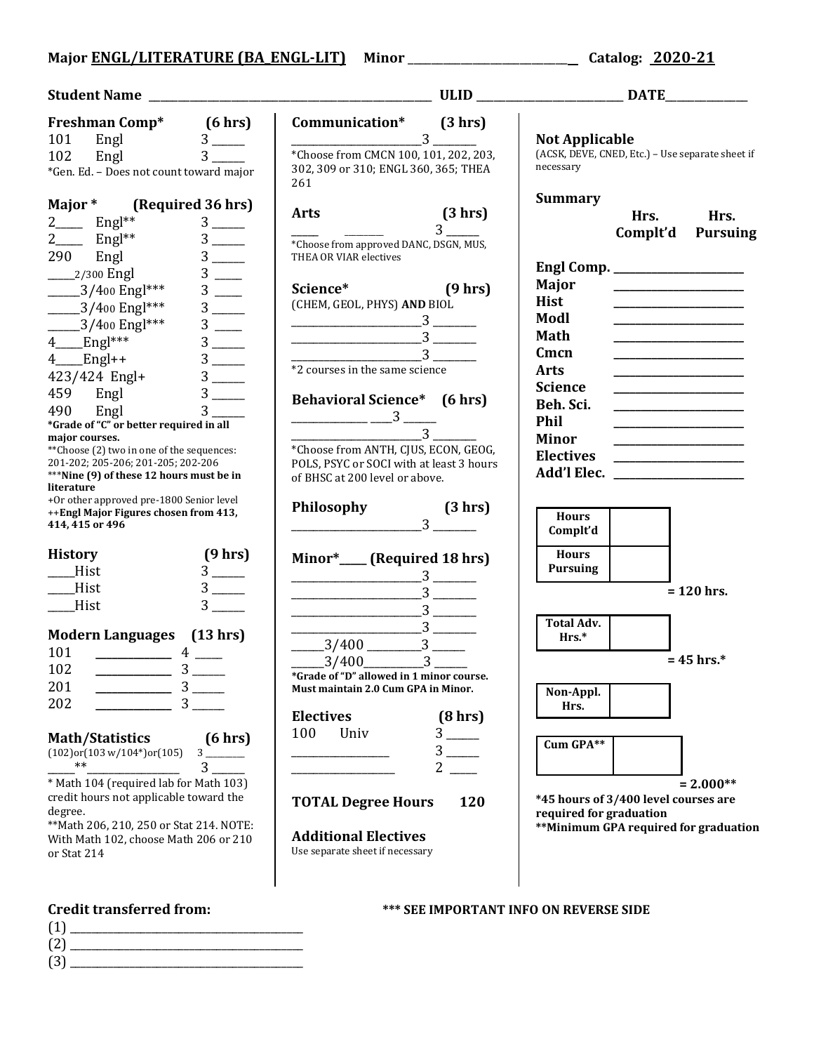**Major ENGL/LITERATURE (BA_ENGL-LIT)** **Minor ____________** **Catalog: 2020-21**

**Student Name ____________ ULID ____________ DATE ____________**

## Freshman Comp* (6 hrs)

| Course | | Hrs |
|---|---|---|
| 101 | Engl | 3 ____ |
| 102 | Engl | 3 ____ |

*Gen. Ed. – Does not count toward major

## Major * (Required 36 hrs)

| Course | | Hrs |
|---|---|---|
| 2____ | Engl** | 3 ____ |
| 2____ | Engl** | 3 ____ |
| 290 | Engl | 3 ____ |
| ____2/300 | Engl | 3 ____ |
| ____3/400 | Engl*** | 3 ____ |
| ____3/400 | Engl*** | 3 ____ |
| ____3/400 | Engl*** | 3 ____ |
| 4____ | Engl*** | 3 ____ |
| 4____ | Engl++ | 3 ____ |
| 423/424 | Engl+ | 3 ____ |
| 459 | Engl | 3 ____ |
| 490 | Engl | 3 ____ |

**\*Grade of "C" or better required in all major courses.**
**Choose (2) two in one of the sequences: 201-202; 205-206; 201-205; 202-206
***Nine (9) of these 12 hours must be in literature**
+Or other approved pre-1800 Senior level
**++Engl Major Figures chosen from 413, 414, 415 or 496**

## History (9 hrs)

| Course | Hrs |
|---|---|
| ____Hist | 3 ____ |
| ____Hist | 3 ____ |
| ____Hist | 3 ____ |

## Modern Languages (13 hrs)

| Course | | Hrs |
|---|---|---|
| 101 | ____ | 4 ____ |
| 102 | ____ | 3 ____ |
| 201 | ____ | 3 ____ |
| 202 | ____ | 3 ____ |

## Math/Statistics (6 hrs)

(102)or(103 w/104*)or(105) 3 ____
____** ____ 3 ____

\* Math 104 (required lab for Math 103) credit hours not applicable toward the degree.
**Math 206, 210, 250 or Stat 214. NOTE: With Math 102, choose Math 206 or 210 or Stat 214

## Communication* (3 hrs)

____ 3 ____

*Choose from CMCN 100, 101, 202, 203, 302, 309 or 310; ENGL 360, 365; THEA 261

## Arts (3 hrs)

____ ____ 3 ____

*Choose from approved DANC, DSGN, MUS, THEA OR VIAR electives

## Science* (9 hrs)

(CHEM, GEOL, PHYS) **AND** BIOL

____ 3 ____
____ 3 ____
____ 3 ____

*2 courses in the same science

## Behavioral Science* (6 hrs)

____ ____3 ____
____ 3 ____

*Choose from ANTH, CJUS, ECON, GEOG, POLS, PSYC or SOCI with at least 3 hours of BHSC at 200 level or above.

## Philosophy (3 hrs)

____ 3 ____

## Minor*____ (Required 18 hrs)

____ 3 ____
____ 3 ____
____ 3 ____
____ 3 ____
____3/400 ____ 3 ____
____3/400 ____ 3 ____

**\*Grade of "D" allowed in 1 minor course. Must maintain 2.0 Cum GPA in Minor.**

## Electives (8 hrs)

| Course | | Hrs |
|---|---|---|
| 100 | Univ | 3 ____ |
| ____ | | 3 ____ |
| ____ | | 2 ____ |

**TOTAL Degree Hours 120**

## Additional Electives

Use separate sheet if necessary

## Not Applicable

(ACSK, DEVE, CNED, Etc.) – Use separate sheet if necessary

## Summary

| | Hrs. Complt'd | Hrs. Pursuing |
|---|---|---|
| Engl Comp. | | |
| Major | | |
| Hist | | |
| Modl | | |
| Math | | |
| Cmcn | | |
| Arts | | |
| Science | | |
| Beh. Sci. | | |
| Phil | | |
| Minor | | |
| Electives | | |
| Add'l Elec. | | |

| | |
|---|---|
| Hours Complt'd | |
| Hours Pursuing | |

= 120 hrs.

| | |
|---|---|
| Total Adv. Hrs.* | |

= 45 hrs.*

| | |
|---|---|
| Non-Appl. Hrs. | |

| | |
|---|---|
| Cum GPA** | |

= 2.000**

**\*45 hours of 3/400 level courses are required for graduation**
**\*\*Minimum GPA required for graduation**

## Credit transferred from:

(1) ____
(2) ____
(3) ____

**\*\*\* SEE IMPORTANT INFO ON REVERSE SIDE**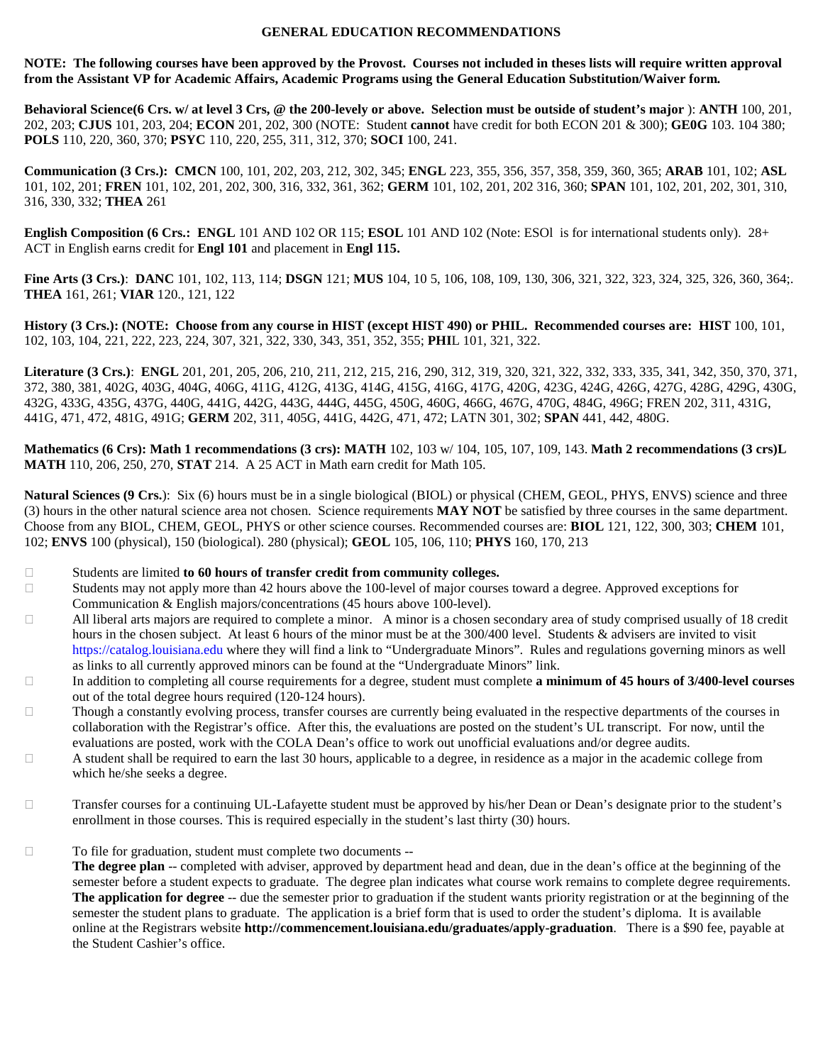# GENERAL EDUCATION RECOMMENDATIONS

**NOTE: The following courses have been approved by the Provost. Courses not included in theses lists will require written approval from the Assistant VP for Academic Affairs, Academic Programs using the General Education Substitution/Waiver form.**

**Behavioral Science(6 Crs. w/ at level 3 Crs, @ the 200-levely or above. Selection must be outside of student's major** ): **ANTH** 100, 201, 202, 203; **CJUS** 101, 203, 204; **ECON** 201, 202, 300 (NOTE: Student **cannot** have credit for both ECON 201 & 300); **GE0G** 103. 104 380; **POLS** 110, 220, 360, 370; **PSYC** 110, 220, 255, 311, 312, 370; **SOCI** 100, 241.

**Communication (3 Crs.): CMCN** 100, 101, 202, 203, 212, 302, 345; **ENGL** 223, 355, 356, 357, 358, 359, 360, 365; **ARAB** 101, 102; **ASL** 101, 102, 201; **FREN** 101, 102, 201, 202, 300, 316, 332, 361, 362; **GERM** 101, 102, 201, 202 316, 360; **SPAN** 101, 102, 201, 202, 301, 310, 316, 330, 332; **THEA** 261

**English Composition (6 Crs.: ENGL** 101 AND 102 OR 115; **ESOL** 101 AND 102 (Note: ESOl is for international students only). 28+ ACT in English earns credit for **Engl 101** and placement in **Engl 115.**

**Fine Arts (3 Crs.)**: **DANC** 101, 102, 113, 114; **DSGN** 121; **MUS** 104, 10 5, 106, 108, 109, 130, 306, 321, 322, 323, 324, 325, 326, 360, 364;. **THEA** 161, 261; **VIAR** 120., 121, 122

**History (3 Crs.): (NOTE: Choose from any course in HIST (except HIST 490) or PHIL. Recommended courses are: HIST** 100, 101, 102, 103, 104, 221, 222, 223, 224, 307, 321, 322, 330, 343, 351, 352, 355; **PHI**L 101, 321, 322.

**Literature (3 Crs.)**: **ENGL** 201, 201, 205, 206, 210, 211, 212, 215, 216, 290, 312, 319, 320, 321, 322, 332, 333, 335, 341, 342, 350, 370, 371, 372, 380, 381, 402G, 403G, 404G, 406G, 411G, 412G, 413G, 414G, 415G, 416G, 417G, 420G, 423G, 424G, 426G, 427G, 428G, 429G, 430G, 432G, 433G, 435G, 437G, 440G, 441G, 442G, 443G, 444G, 445G, 450G, 460G, 466G, 467G, 470G, 484G, 496G; FREN 202, 311, 431G, 441G, 471, 472, 481G, 491G; **GERM** 202, 311, 405G, 441G, 442G, 471, 472; LATN 301, 302; **SPAN** 441, 442, 480G.

**Mathematics (6 Crs): Math 1 recommendations (3 crs): MATH** 102, 103 w/ 104, 105, 107, 109, 143. **Math 2 recommendations (3 crs)L MATH** 110, 206, 250, 270, **STAT** 214. A 25 ACT in Math earn credit for Math 105.

**Natural Sciences (9 Crs.**): Six (6) hours must be in a single biological (BIOL) or physical (CHEM, GEOL, PHYS, ENVS) science and three (3) hours in the other natural science area not chosen. Science requirements **MAY NOT** be satisfied by three courses in the same department. Choose from any BIOL, CHEM, GEOL, PHYS or other science courses. Recommended courses are: **BIOL** 121, 122, 300, 303; **CHEM** 101, 102; **ENVS** 100 (physical), 150 (biological). 280 (physical); **GEOL** 105, 106, 110; **PHYS** 160, 170, 213

- Students are limited **to 60 hours of transfer credit from community colleges.**
- Students may not apply more than 42 hours above the 100-level of major courses toward a degree. Approved exceptions for Communication & English majors/concentrations (45 hours above 100-level).
- All liberal arts majors are required to complete a minor. A minor is a chosen secondary area of study comprised usually of 18 credit hours in the chosen subject. At least 6 hours of the minor must be at the 300/400 level. Students & advisers are invited to visit https://catalog.louisiana.edu where they will find a link to "Undergraduate Minors". Rules and regulations governing minors as well as links to all currently approved minors can be found at the "Undergraduate Minors" link.
- In addition to completing all course requirements for a degree, student must complete **a minimum of 45 hours of 3/400-level courses** out of the total degree hours required (120-124 hours).
- Though a constantly evolving process, transfer courses are currently being evaluated in the respective departments of the courses in collaboration with the Registrar's office. After this, the evaluations are posted on the student's UL transcript. For now, until the evaluations are posted, work with the COLA Dean's office to work out unofficial evaluations and/or degree audits.
- A student shall be required to earn the last 30 hours, applicable to a degree, in residence as a major in the academic college from which he/she seeks a degree.
- Transfer courses for a continuing UL-Lafayette student must be approved by his/her Dean or Dean's designate prior to the student's enrollment in those courses. This is required especially in the student's last thirty (30) hours.
- To file for graduation, student must complete two documents --
  **The degree plan** -- completed with adviser, approved by department head and dean, due in the dean's office at the beginning of the semester before a student expects to graduate. The degree plan indicates what course work remains to complete degree requirements.
  **The application for degree** -- due the semester prior to graduation if the student wants priority registration or at the beginning of the semester the student plans to graduate. The application is a brief form that is used to order the student's diploma. It is available online at the Registrars website **http://commencement.louisiana.edu/graduates/apply-graduation**. There is a $90 fee, payable at the Student Cashier's office.